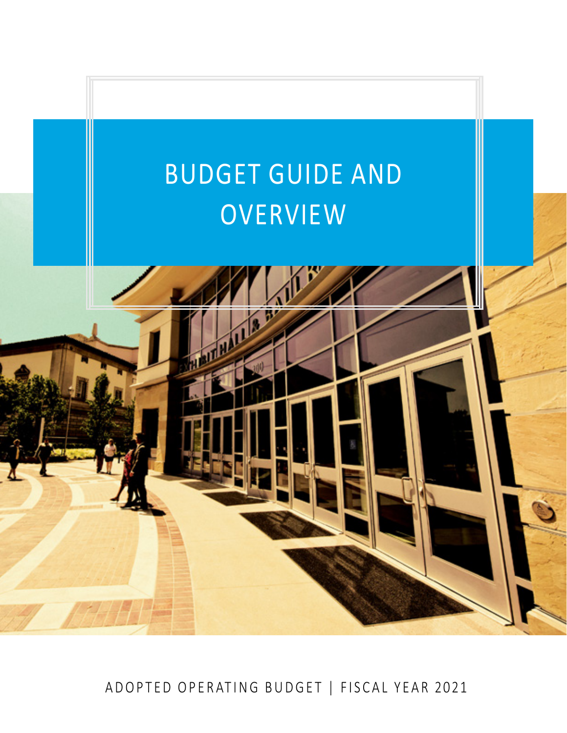# BUDGET GUIDE AND OVERVIEW

ADOPTED OPERATING BUDGET | FISCAL YEAR 2021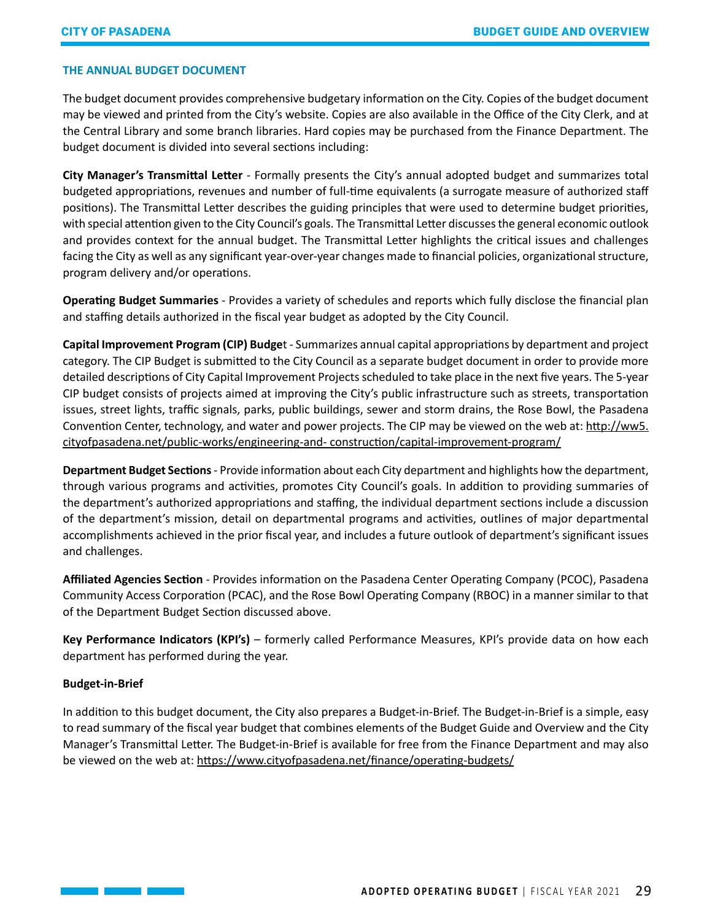## THE ANNUAL BUDGET DOCUMENT

The budget document provides comprehensive budgetary information on the City. Copies of the budget document may be viewed and printed from the City's website. Copies are also available in the Office of the City Clerk, and at the Central Library and some branch libraries. Hard copies may be purchased from the Finance Department. The budget document is divided into several sections including:

**City Manager's Transmittal Letter** - Formally presents the City's annual adopted budget and summarizes total budgeted appropriations, revenues and number of full-time equivalents (a surrogate measure of authorized staff positions). The Transmittal Letter describes the guiding principles that were used to determine budget priorities, with special attention given to the City Council's goals. The Transmittal Letter discusses the general economic outlook and provides context for the annual budget. The Transmittal Letter highlights the critical issues and challenges facing the City as well as any significant year-over-year changes made to financial policies, organizational structure, program delivery and/or operations.

**Operating Budget Summaries** - Provides a variety of schedules and reports which fully disclose the financial plan and staffing details authorized in the fiscal year budget as adopted by the City Council.

**Capital Improvement Program (CIP) Budge**t - Summarizes annual capital appropriations by department and project category. The CIP Budget is submitted to the City Council as a separate budget document in order to provide more detailed descriptions of City Capital Improvement Projects scheduled to take place in the next five years. The 5-year CIP budget consists of projects aimed at improving the City's public infrastructure such as streets, transportation issues, street lights, traffic signals, parks, public buildings, sewer and storm drains, the Rose Bowl, the Pasadena Convention Center, technology, and water and power projects. The CIP may be viewed on the web at: http://ww5.cityofpasadena.net/public-works/engineering-and- construction/capital-improvement-program/

**Department Budget Sections** - Provide information about each City department and highlights how the department, through various programs and activities, promotes City Council's goals. In addition to providing summaries of the department's authorized appropriations and staffing, the individual department sections include a discussion of the department's mission, detail on departmental programs and activities, outlines of major departmental accomplishments achieved in the prior fiscal year, and includes a future outlook of department's significant issues and challenges.

**Affiliated Agencies Section** - Provides information on the Pasadena Center Operating Company (PCOC), Pasadena Community Access Corporation (PCAC), and the Rose Bowl Operating Company (RBOC) in a manner similar to that of the Department Budget Section discussed above.

**Key Performance Indicators (KPI's)** – formerly called Performance Measures, KPI's provide data on how each department has performed during the year.

**Budget-in-Brief**

In addition to this budget document, the City also prepares a Budget-in-Brief. The Budget-in-Brief is a simple, easy to read summary of the fiscal year budget that combines elements of the Budget Guide and Overview and the City Manager's Transmittal Letter. The Budget-in-Brief is available for free from the Finance Department and may also be viewed on the web at: https://www.cityofpasadena.net/finance/operating-budgets/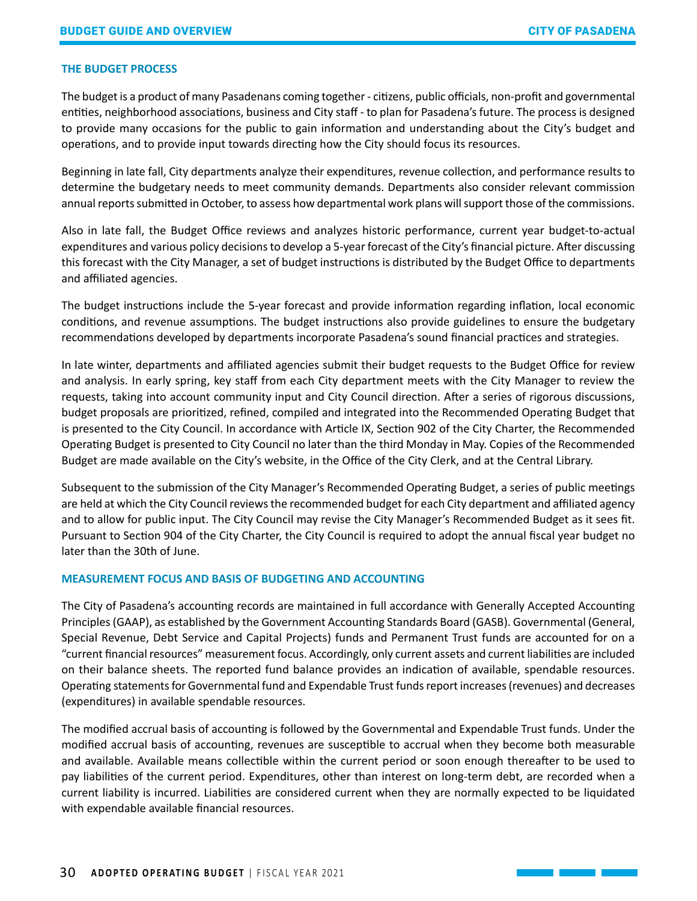## THE BUDGET PROCESS

The budget is a product of many Pasadenans coming together - citizens, public officials, non-profit and governmental entities, neighborhood associations, business and City staff - to plan for Pasadena's future. The process is designed to provide many occasions for the public to gain information and understanding about the City's budget and operations, and to provide input towards directing how the City should focus its resources.

Beginning in late fall, City departments analyze their expenditures, revenue collection, and performance results to determine the budgetary needs to meet community demands. Departments also consider relevant commission annual reports submitted in October, to assess how departmental work plans will support those of the commissions.

Also in late fall, the Budget Office reviews and analyzes historic performance, current year budget-to-actual expenditures and various policy decisions to develop a 5-year forecast of the City's financial picture. After discussing this forecast with the City Manager, a set of budget instructions is distributed by the Budget Office to departments and affiliated agencies.

The budget instructions include the 5-year forecast and provide information regarding inflation, local economic conditions, and revenue assumptions. The budget instructions also provide guidelines to ensure the budgetary recommendations developed by departments incorporate Pasadena's sound financial practices and strategies.

In late winter, departments and affiliated agencies submit their budget requests to the Budget Office for review and analysis. In early spring, key staff from each City department meets with the City Manager to review the requests, taking into account community input and City Council direction. After a series of rigorous discussions, budget proposals are prioritized, refined, compiled and integrated into the Recommended Operating Budget that is presented to the City Council. In accordance with Article IX, Section 902 of the City Charter, the Recommended Operating Budget is presented to City Council no later than the third Monday in May. Copies of the Recommended Budget are made available on the City's website, in the Office of the City Clerk, and at the Central Library.

Subsequent to the submission of the City Manager's Recommended Operating Budget, a series of public meetings are held at which the City Council reviews the recommended budget for each City department and affiliated agency and to allow for public input. The City Council may revise the City Manager's Recommended Budget as it sees fit. Pursuant to Section 904 of the City Charter, the City Council is required to adopt the annual fiscal year budget no later than the 30th of June.

## MEASUREMENT FOCUS AND BASIS OF BUDGETING AND ACCOUNTING

The City of Pasadena's accounting records are maintained in full accordance with Generally Accepted Accounting Principles (GAAP), as established by the Government Accounting Standards Board (GASB). Governmental (General, Special Revenue, Debt Service and Capital Projects) funds and Permanent Trust funds are accounted for on a "current financial resources" measurement focus. Accordingly, only current assets and current liabilities are included on their balance sheets. The reported fund balance provides an indication of available, spendable resources. Operating statements for Governmental fund and Expendable Trust funds report increases (revenues) and decreases (expenditures) in available spendable resources.

The modified accrual basis of accounting is followed by the Governmental and Expendable Trust funds. Under the modified accrual basis of accounting, revenues are susceptible to accrual when they become both measurable and available. Available means collectible within the current period or soon enough thereafter to be used to pay liabilities of the current period. Expenditures, other than interest on long-term debt, are recorded when a current liability is incurred. Liabilities are considered current when they are normally expected to be liquidated with expendable available financial resources.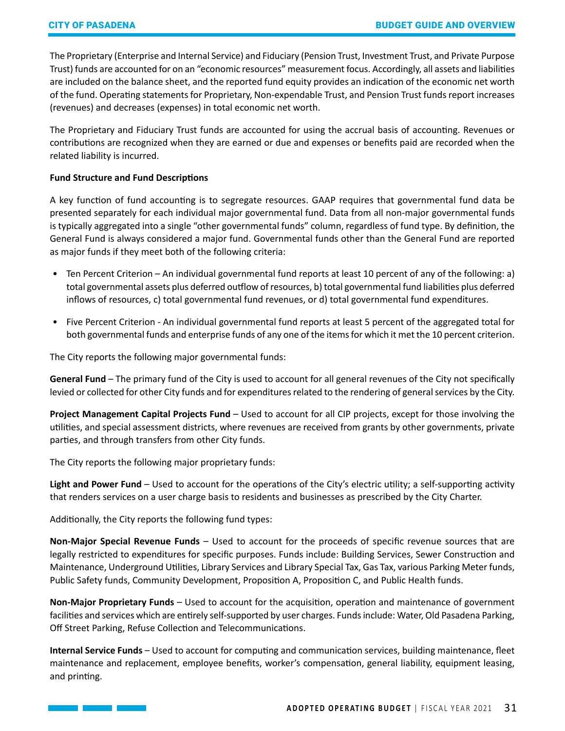The Proprietary (Enterprise and Internal Service) and Fiduciary (Pension Trust, Investment Trust, and Private Purpose Trust) funds are accounted for on an "economic resources" measurement focus. Accordingly, all assets and liabilities are included on the balance sheet, and the reported fund equity provides an indication of the economic net worth of the fund. Operating statements for Proprietary, Non-expendable Trust, and Pension Trust funds report increases (revenues) and decreases (expenses) in total economic net worth.

The Proprietary and Fiduciary Trust funds are accounted for using the accrual basis of accounting. Revenues or contributions are recognized when they are earned or due and expenses or benefits paid are recorded when the related liability is incurred.

**Fund Structure and Fund Descriptions**

A key function of fund accounting is to segregate resources. GAAP requires that governmental fund data be presented separately for each individual major governmental fund. Data from all non-major governmental funds is typically aggregated into a single "other governmental funds" column, regardless of fund type. By definition, the General Fund is always considered a major fund. Governmental funds other than the General Fund are reported as major funds if they meet both of the following criteria:

- Ten Percent Criterion – An individual governmental fund reports at least 10 percent of any of the following: a) total governmental assets plus deferred outflow of resources, b) total governmental fund liabilities plus deferred inflows of resources, c) total governmental fund revenues, or d) total governmental fund expenditures.
- Five Percent Criterion - An individual governmental fund reports at least 5 percent of the aggregated total for both governmental funds and enterprise funds of any one of the items for which it met the 10 percent criterion.

The City reports the following major governmental funds:

**General Fund** – The primary fund of the City is used to account for all general revenues of the City not specifically levied or collected for other City funds and for expenditures related to the rendering of general services by the City.

**Project Management Capital Projects Fund** – Used to account for all CIP projects, except for those involving the utilities, and special assessment districts, where revenues are received from grants by other governments, private parties, and through transfers from other City funds.

The City reports the following major proprietary funds:

**Light and Power Fund** – Used to account for the operations of the City's electric utility; a self-supporting activity that renders services on a user charge basis to residents and businesses as prescribed by the City Charter.

Additionally, the City reports the following fund types:

**Non-Major Special Revenue Funds** – Used to account for the proceeds of specific revenue sources that are legally restricted to expenditures for specific purposes. Funds include: Building Services, Sewer Construction and Maintenance, Underground Utilities, Library Services and Library Special Tax, Gas Tax, various Parking Meter funds, Public Safety funds, Community Development, Proposition A, Proposition C, and Public Health funds.

**Non-Major Proprietary Funds** – Used to account for the acquisition, operation and maintenance of government facilities and services which are entirely self-supported by user charges. Funds include: Water, Old Pasadena Parking, Off Street Parking, Refuse Collection and Telecommunications.

**Internal Service Funds** – Used to account for computing and communication services, building maintenance, fleet maintenance and replacement, employee benefits, worker's compensation, general liability, equipment leasing, and printing.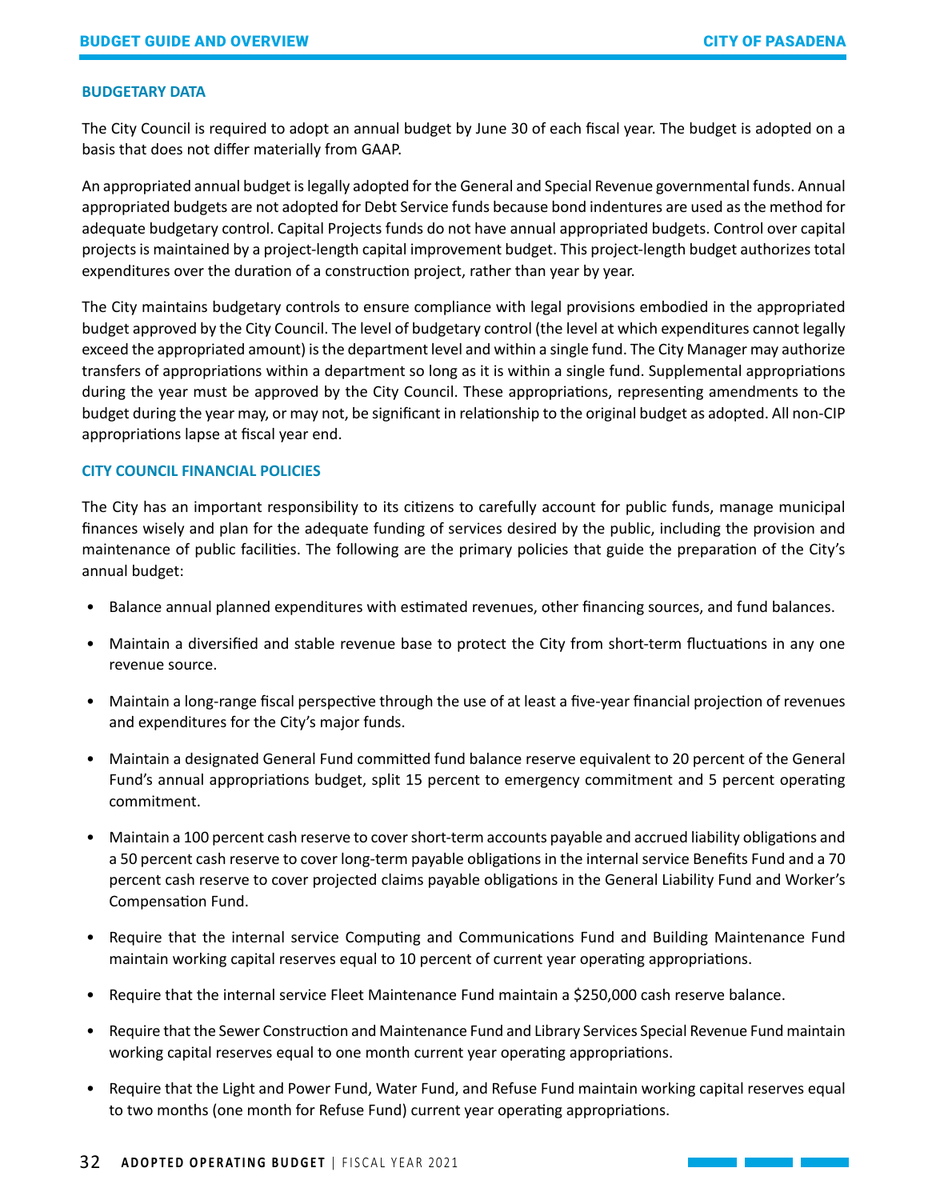## BUDGETARY DATA

The City Council is required to adopt an annual budget by June 30 of each fiscal year. The budget is adopted on a basis that does not differ materially from GAAP.

An appropriated annual budget is legally adopted for the General and Special Revenue governmental funds. Annual appropriated budgets are not adopted for Debt Service funds because bond indentures are used as the method for adequate budgetary control. Capital Projects funds do not have annual appropriated budgets. Control over capital projects is maintained by a project-length capital improvement budget. This project-length budget authorizes total expenditures over the duration of a construction project, rather than year by year.

The City maintains budgetary controls to ensure compliance with legal provisions embodied in the appropriated budget approved by the City Council. The level of budgetary control (the level at which expenditures cannot legally exceed the appropriated amount) is the department level and within a single fund. The City Manager may authorize transfers of appropriations within a department so long as it is within a single fund. Supplemental appropriations during the year must be approved by the City Council. These appropriations, representing amendments to the budget during the year may, or may not, be significant in relationship to the original budget as adopted. All non-CIP appropriations lapse at fiscal year end.

## CITY COUNCIL FINANCIAL POLICIES

The City has an important responsibility to its citizens to carefully account for public funds, manage municipal finances wisely and plan for the adequate funding of services desired by the public, including the provision and maintenance of public facilities. The following are the primary policies that guide the preparation of the City's annual budget:

- Balance annual planned expenditures with estimated revenues, other financing sources, and fund balances.
- Maintain a diversified and stable revenue base to protect the City from short-term fluctuations in any one revenue source.
- Maintain a long-range fiscal perspective through the use of at least a five-year financial projection of revenues and expenditures for the City's major funds.
- Maintain a designated General Fund committed fund balance reserve equivalent to 20 percent of the General Fund's annual appropriations budget, split 15 percent to emergency commitment and 5 percent operating commitment.
- Maintain a 100 percent cash reserve to cover short-term accounts payable and accrued liability obligations and a 50 percent cash reserve to cover long-term payable obligations in the internal service Benefits Fund and a 70 percent cash reserve to cover projected claims payable obligations in the General Liability Fund and Worker's Compensation Fund.
- Require that the internal service Computing and Communications Fund and Building Maintenance Fund maintain working capital reserves equal to 10 percent of current year operating appropriations.
- Require that the internal service Fleet Maintenance Fund maintain a $250,000 cash reserve balance.
- Require that the Sewer Construction and Maintenance Fund and Library Services Special Revenue Fund maintain working capital reserves equal to one month current year operating appropriations.
- Require that the Light and Power Fund, Water Fund, and Refuse Fund maintain working capital reserves equal to two months (one month for Refuse Fund) current year operating appropriations.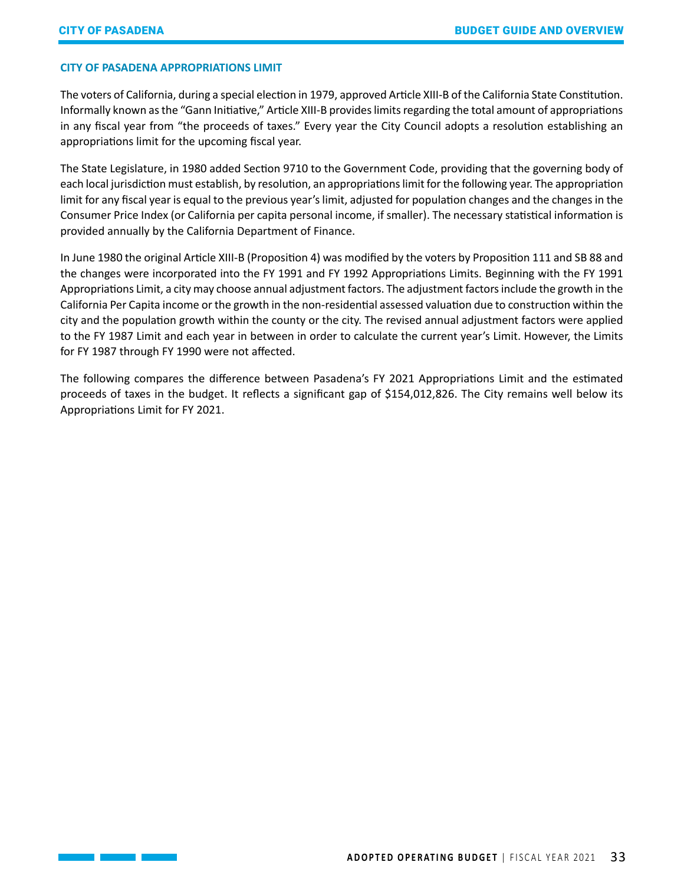## CITY OF PASADENA APPROPRIATIONS LIMIT

The voters of California, during a special election in 1979, approved Article XIII-B of the California State Constitution. Informally known as the "Gann Initiative," Article XIII-B provides limits regarding the total amount of appropriations in any fiscal year from "the proceeds of taxes." Every year the City Council adopts a resolution establishing an appropriations limit for the upcoming fiscal year.

The State Legislature, in 1980 added Section 9710 to the Government Code, providing that the governing body of each local jurisdiction must establish, by resolution, an appropriations limit for the following year. The appropriation limit for any fiscal year is equal to the previous year's limit, adjusted for population changes and the changes in the Consumer Price Index (or California per capita personal income, if smaller). The necessary statistical information is provided annually by the California Department of Finance.

In June 1980 the original Article XIII-B (Proposition 4) was modified by the voters by Proposition 111 and SB 88 and the changes were incorporated into the FY 1991 and FY 1992 Appropriations Limits. Beginning with the FY 1991 Appropriations Limit, a city may choose annual adjustment factors. The adjustment factors include the growth in the California Per Capita income or the growth in the non-residential assessed valuation due to construction within the city and the population growth within the county or the city. The revised annual adjustment factors were applied to the FY 1987 Limit and each year in between in order to calculate the current year's Limit. However, the Limits for FY 1987 through FY 1990 were not affected.

The following compares the difference between Pasadena's FY 2021 Appropriations Limit and the estimated proceeds of taxes in the budget. It reflects a significant gap of $154,012,826. The City remains well below its Appropriations Limit for FY 2021.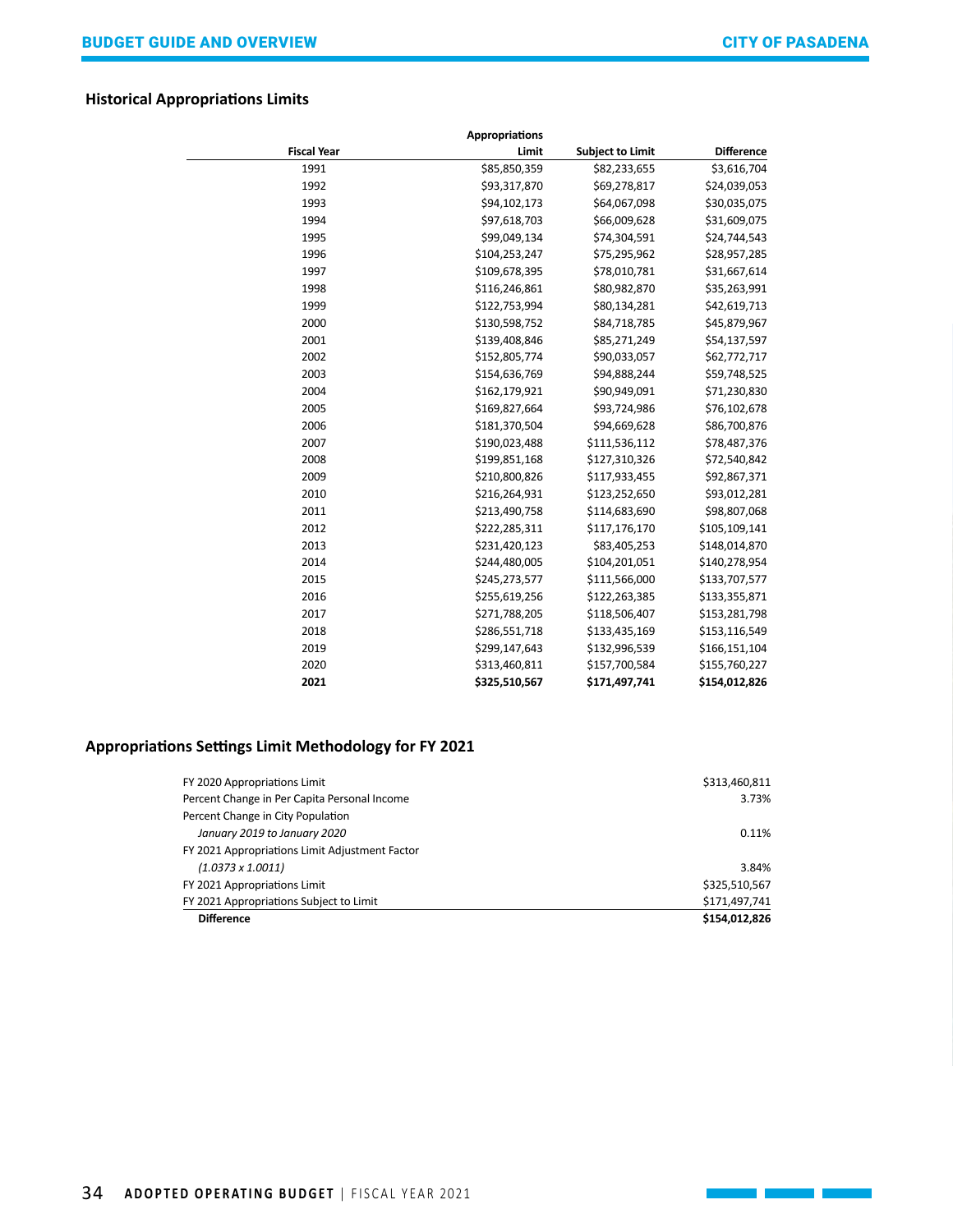## Historical Appropriations Limits

| Fiscal Year | Appropriations Limit | Subject to Limit | Difference |
|---|---|---|---|
| 1991 | $85,850,359 | $82,233,655 | $3,616,704 |
| 1992 | $93,317,870 | $69,278,817 | $24,039,053 |
| 1993 | $94,102,173 | $64,067,098 | $30,035,075 |
| 1994 | $97,618,703 | $66,009,628 | $31,609,075 |
| 1995 | $99,049,134 | $74,304,591 | $24,744,543 |
| 1996 | $104,253,247 | $75,295,962 | $28,957,285 |
| 1997 | $109,678,395 | $78,010,781 | $31,667,614 |
| 1998 | $116,246,861 | $80,982,870 | $35,263,991 |
| 1999 | $122,753,994 | $80,134,281 | $42,619,713 |
| 2000 | $130,598,752 | $84,718,785 | $45,879,967 |
| 2001 | $139,408,846 | $85,271,249 | $54,137,597 |
| 2002 | $152,805,774 | $90,033,057 | $62,772,717 |
| 2003 | $154,636,769 | $94,888,244 | $59,748,525 |
| 2004 | $162,179,921 | $90,949,091 | $71,230,830 |
| 2005 | $169,827,664 | $93,724,986 | $76,102,678 |
| 2006 | $181,370,504 | $94,669,628 | $86,700,876 |
| 2007 | $190,023,488 | $111,536,112 | $78,487,376 |
| 2008 | $199,851,168 | $127,310,326 | $72,540,842 |
| 2009 | $210,800,826 | $117,933,455 | $92,867,371 |
| 2010 | $216,264,931 | $123,252,650 | $93,012,281 |
| 2011 | $213,490,758 | $114,683,690 | $98,807,068 |
| 2012 | $222,285,311 | $117,176,170 | $105,109,141 |
| 2013 | $231,420,123 | $83,405,253 | $148,014,870 |
| 2014 | $244,480,005 | $104,201,051 | $140,278,954 |
| 2015 | $245,273,577 | $111,566,000 | $133,707,577 |
| 2016 | $255,619,256 | $122,263,385 | $133,355,871 |
| 2017 | $271,788,205 | $118,506,407 | $153,281,798 |
| 2018 | $286,551,718 | $133,435,169 | $153,116,549 |
| 2019 | $299,147,643 | $132,996,539 | $166,151,104 |
| 2020 | $313,460,811 | $157,700,584 | $155,760,227 |
| **2021** | **$325,510,567** | **$171,497,741** | **$154,012,826** |

## Appropriations Settings Limit Methodology for FY 2021

| | |
|---|---|
| FY 2020 Appropriations Limit | $313,460,811 |
| Percent Change in Per Capita Personal Income | 3.73% |
| Percent Change in City Population | |
| *January 2019 to January 2020* | 0.11% |
| FY 2021 Appropriations Limit Adjustment Factor | |
| *(1.0373 x 1.0011)* | 3.84% |
| FY 2021 Appropriations Limit | $325,510,567 |
| FY 2021 Appropriations Subject to Limit | $171,497,741 |
| **Difference** | **$154,012,826** |